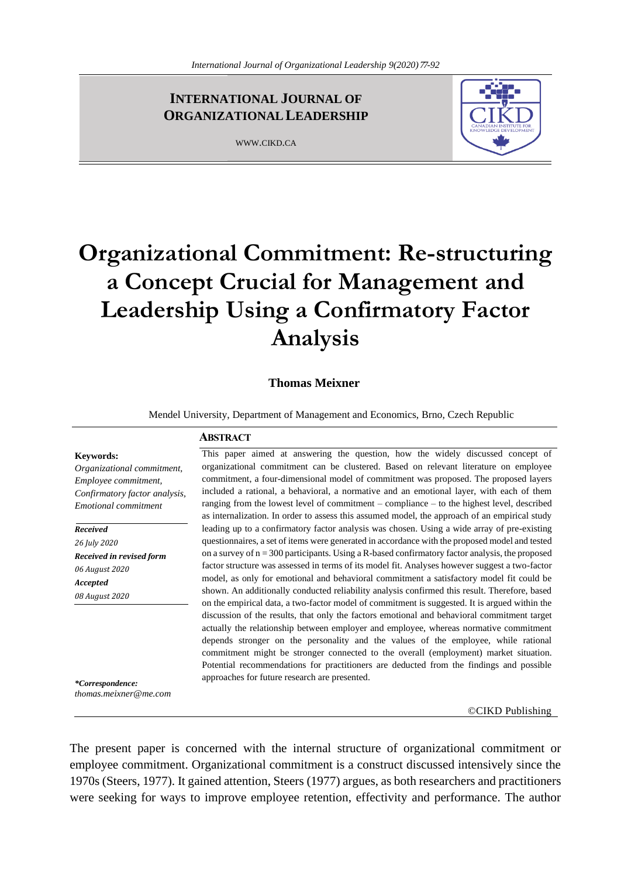**INTERNATIONAL JOURNAL OF ORGANIZATIONAL LEADERSHIP**

WWW.CIKD.CA

# Organizational Commitment: Re-structuring a Concept Crucial for Management and Leadership Using a Confirmatory Factor Analysis

**Thomas Meixner**

Mendel University, Department of Management and Economics, Brno, Czech Republic

**Keywords:**
*Organizational commitment, Employee commitment, Confirmatory factor analysis, Emotional commitment*

***Received***
*26 July 2020*
***Received in revised form***
*06 August 2020*
***Accepted***
*08 August 2020*

***\*Correspondence:***
*thomas.meixner@me.com*

## ABSTRACT

This paper aimed at answering the question, how the widely discussed concept of organizational commitment can be clustered. Based on relevant literature on employee commitment, a four-dimensional model of commitment was proposed. The proposed layers included a rational, a behavioral, a normative and an emotional layer, with each of them ranging from the lowest level of commitment – compliance – to the highest level, described as internalization. In order to assess this assumed model, the approach of an empirical study leading up to a confirmatory factor analysis was chosen. Using a wide array of pre-existing questionnaires, a set of items were generated in accordance with the proposed model and tested on a survey of n = 300 participants. Using a R-based confirmatory factor analysis, the proposed factor structure was assessed in terms of its model fit. Analyses however suggest a two-factor model, as only for emotional and behavioral commitment a satisfactory model fit could be shown. An additionally conducted reliability analysis confirmed this result. Therefore, based on the empirical data, a two-factor model of commitment is suggested. It is argued within the discussion of the results, that only the factors emotional and behavioral commitment target actually the relationship between employer and employee, whereas normative commitment depends stronger on the personality and the values of the employee, while rational commitment might be stronger connected to the overall (employment) market situation. Potential recommendations for practitioners are deducted from the findings and possible approaches for future research are presented.

©CIKD Publishing

The present paper is concerned with the internal structure of organizational commitment or employee commitment. Organizational commitment is a construct discussed intensively since the 1970s (Steers, 1977). It gained attention, Steers (1977) argues, as both researchers and practitioners were seeking for ways to improve employee retention, effectivity and performance. The author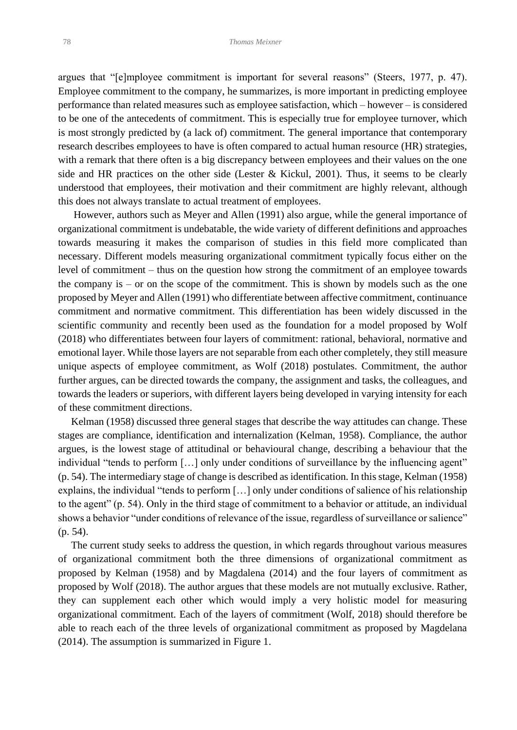argues that "[e]mployee commitment is important for several reasons" (Steers, 1977, p. 47). Employee commitment to the company, he summarizes, is more important in predicting employee performance than related measures such as employee satisfaction, which – however – is considered to be one of the antecedents of commitment. This is especially true for employee turnover, which is most strongly predicted by (a lack of) commitment. The general importance that contemporary research describes employees to have is often compared to actual human resource (HR) strategies, with a remark that there often is a big discrepancy between employees and their values on the one side and HR practices on the other side (Lester & Kickul, 2001). Thus, it seems to be clearly understood that employees, their motivation and their commitment are highly relevant, although this does not always translate to actual treatment of employees.

However, authors such as Meyer and Allen (1991) also argue, while the general importance of organizational commitment is undebatable, the wide variety of different definitions and approaches towards measuring it makes the comparison of studies in this field more complicated than necessary. Different models measuring organizational commitment typically focus either on the level of commitment – thus on the question how strong the commitment of an employee towards the company is – or on the scope of the commitment. This is shown by models such as the one proposed by Meyer and Allen (1991) who differentiate between affective commitment, continuance commitment and normative commitment. This differentiation has been widely discussed in the scientific community and recently been used as the foundation for a model proposed by Wolf (2018) who differentiates between four layers of commitment: rational, behavioral, normative and emotional layer. While those layers are not separable from each other completely, they still measure unique aspects of employee commitment, as Wolf (2018) postulates. Commitment, the author further argues, can be directed towards the company, the assignment and tasks, the colleagues, and towards the leaders or superiors, with different layers being developed in varying intensity for each of these commitment directions.

Kelman (1958) discussed three general stages that describe the way attitudes can change. These stages are compliance, identification and internalization (Kelman, 1958). Compliance, the author argues, is the lowest stage of attitudinal or behavioural change, describing a behaviour that the individual "tends to perform […] only under conditions of surveillance by the influencing agent" (p. 54). The intermediary stage of change is described as identification. In this stage, Kelman (1958) explains, the individual "tends to perform […] only under conditions of salience of his relationship to the agent" (p. 54). Only in the third stage of commitment to a behavior or attitude, an individual shows a behavior "under conditions of relevance of the issue, regardless of surveillance or salience" (p. 54).

The current study seeks to address the question, in which regards throughout various measures of organizational commitment both the three dimensions of organizational commitment as proposed by Kelman (1958) and by Magdalena (2014) and the four layers of commitment as proposed by Wolf (2018). The author argues that these models are not mutually exclusive. Rather, they can supplement each other which would imply a very holistic model for measuring organizational commitment. Each of the layers of commitment (Wolf, 2018) should therefore be able to reach each of the three levels of organizational commitment as proposed by Magdelana (2014). The assumption is summarized in Figure 1.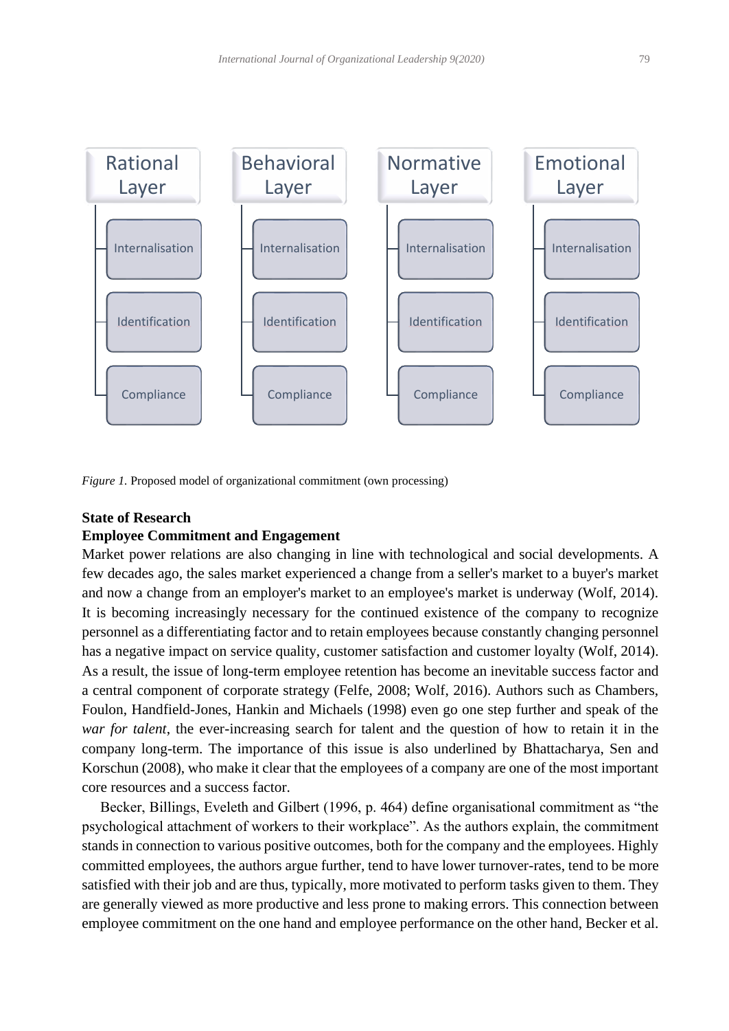| Rational Layer | Behavioral Layer | Normative Layer | Emotional Layer |
|---|---|---|---|
| Internalisation | Internalisation | Internalisation | Internalisation |
| Identification | Identification | Identification | Identification |
| Compliance | Compliance | Compliance | Compliance |

*Figure 1.* Proposed model of organizational commitment (own processing)

## State of Research

### Employee Commitment and Engagement

Market power relations are also changing in line with technological and social developments. A few decades ago, the sales market experienced a change from a seller's market to a buyer's market and now a change from an employer's market to an employee's market is underway (Wolf, 2014). It is becoming increasingly necessary for the continued existence of the company to recognize personnel as a differentiating factor and to retain employees because constantly changing personnel has a negative impact on service quality, customer satisfaction and customer loyalty (Wolf, 2014). As a result, the issue of long-term employee retention has become an inevitable success factor and a central component of corporate strategy (Felfe, 2008; Wolf, 2016). Authors such as Chambers, Foulon, Handfield-Jones, Hankin and Michaels (1998) even go one step further and speak of the *war for talent*, the ever-increasing search for talent and the question of how to retain it in the company long-term. The importance of this issue is also underlined by Bhattacharya, Sen and Korschun (2008), who make it clear that the employees of a company are one of the most important core resources and a success factor.

Becker, Billings, Eveleth and Gilbert (1996, p. 464) define organisational commitment as "the psychological attachment of workers to their workplace". As the authors explain, the commitment stands in connection to various positive outcomes, both for the company and the employees. Highly committed employees, the authors argue further, tend to have lower turnover-rates, tend to be more satisfied with their job and are thus, typically, more motivated to perform tasks given to them. They are generally viewed as more productive and less prone to making errors. This connection between employee commitment on the one hand and employee performance on the other hand, Becker et al.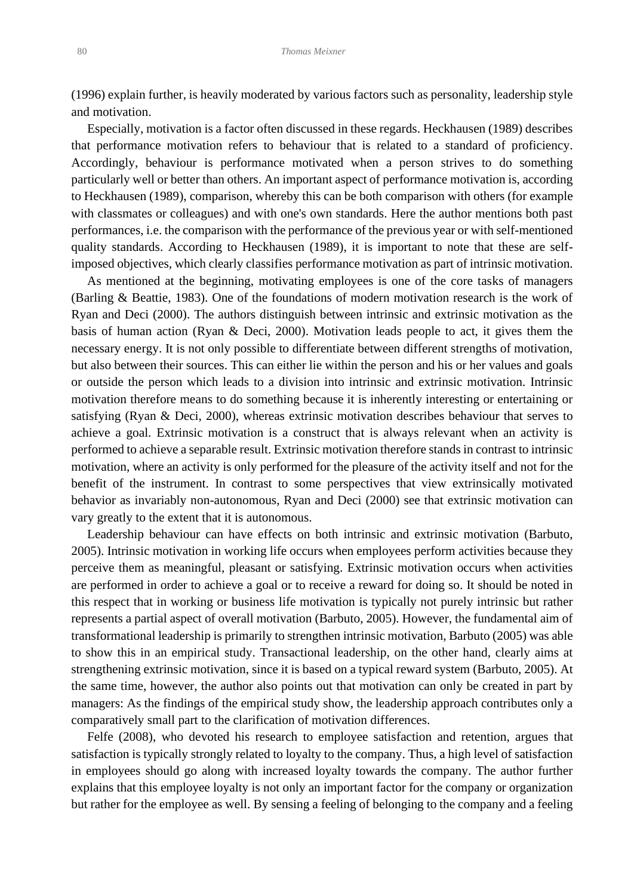(1996) explain further, is heavily moderated by various factors such as personality, leadership style and motivation.

Especially, motivation is a factor often discussed in these regards. Heckhausen (1989) describes that performance motivation refers to behaviour that is related to a standard of proficiency. Accordingly, behaviour is performance motivated when a person strives to do something particularly well or better than others. An important aspect of performance motivation is, according to Heckhausen (1989), comparison, whereby this can be both comparison with others (for example with classmates or colleagues) and with one's own standards. Here the author mentions both past performances, i.e. the comparison with the performance of the previous year or with self-mentioned quality standards. According to Heckhausen (1989), it is important to note that these are self-imposed objectives, which clearly classifies performance motivation as part of intrinsic motivation.

As mentioned at the beginning, motivating employees is one of the core tasks of managers (Barling & Beattie, 1983). One of the foundations of modern motivation research is the work of Ryan and Deci (2000). The authors distinguish between intrinsic and extrinsic motivation as the basis of human action (Ryan & Deci, 2000). Motivation leads people to act, it gives them the necessary energy. It is not only possible to differentiate between different strengths of motivation, but also between their sources. This can either lie within the person and his or her values and goals or outside the person which leads to a division into intrinsic and extrinsic motivation. Intrinsic motivation therefore means to do something because it is inherently interesting or entertaining or satisfying (Ryan & Deci, 2000), whereas extrinsic motivation describes behaviour that serves to achieve a goal. Extrinsic motivation is a construct that is always relevant when an activity is performed to achieve a separable result. Extrinsic motivation therefore stands in contrast to intrinsic motivation, where an activity is only performed for the pleasure of the activity itself and not for the benefit of the instrument. In contrast to some perspectives that view extrinsically motivated behavior as invariably non-autonomous, Ryan and Deci (2000) see that extrinsic motivation can vary greatly to the extent that it is autonomous.

Leadership behaviour can have effects on both intrinsic and extrinsic motivation (Barbuto, 2005). Intrinsic motivation in working life occurs when employees perform activities because they perceive them as meaningful, pleasant or satisfying. Extrinsic motivation occurs when activities are performed in order to achieve a goal or to receive a reward for doing so. It should be noted in this respect that in working or business life motivation is typically not purely intrinsic but rather represents a partial aspect of overall motivation (Barbuto, 2005). However, the fundamental aim of transformational leadership is primarily to strengthen intrinsic motivation, Barbuto (2005) was able to show this in an empirical study. Transactional leadership, on the other hand, clearly aims at strengthening extrinsic motivation, since it is based on a typical reward system (Barbuto, 2005). At the same time, however, the author also points out that motivation can only be created in part by managers: As the findings of the empirical study show, the leadership approach contributes only a comparatively small part to the clarification of motivation differences.

Felfe (2008), who devoted his research to employee satisfaction and retention, argues that satisfaction is typically strongly related to loyalty to the company. Thus, a high level of satisfaction in employees should go along with increased loyalty towards the company. The author further explains that this employee loyalty is not only an important factor for the company or organization but rather for the employee as well. By sensing a feeling of belonging to the company and a feeling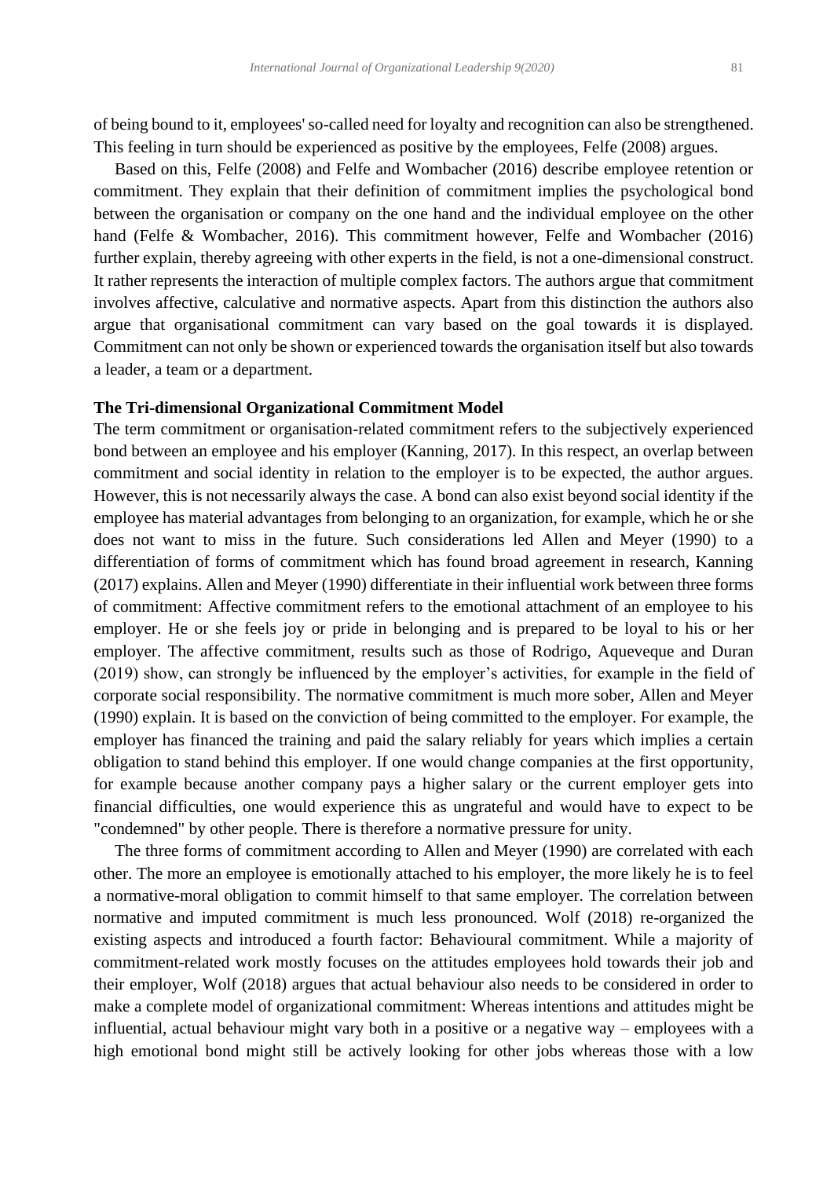of being bound to it, employees' so-called need for loyalty and recognition can also be strengthened. This feeling in turn should be experienced as positive by the employees, Felfe (2008) argues.

Based on this, Felfe (2008) and Felfe and Wombacher (2016) describe employee retention or commitment. They explain that their definition of commitment implies the psychological bond between the organisation or company on the one hand and the individual employee on the other hand (Felfe & Wombacher, 2016). This commitment however, Felfe and Wombacher (2016) further explain, thereby agreeing with other experts in the field, is not a one-dimensional construct. It rather represents the interaction of multiple complex factors. The authors argue that commitment involves affective, calculative and normative aspects. Apart from this distinction the authors also argue that organisational commitment can vary based on the goal towards it is displayed. Commitment can not only be shown or experienced towards the organisation itself but also towards a leader, a team or a department.

**The Tri-dimensional Organizational Commitment Model**

The term commitment or organisation-related commitment refers to the subjectively experienced bond between an employee and his employer (Kanning, 2017). In this respect, an overlap between commitment and social identity in relation to the employer is to be expected, the author argues. However, this is not necessarily always the case. A bond can also exist beyond social identity if the employee has material advantages from belonging to an organization, for example, which he or she does not want to miss in the future. Such considerations led Allen and Meyer (1990) to a differentiation of forms of commitment which has found broad agreement in research, Kanning (2017) explains. Allen and Meyer (1990) differentiate in their influential work between three forms of commitment: Affective commitment refers to the emotional attachment of an employee to his employer. He or she feels joy or pride in belonging and is prepared to be loyal to his or her employer. The affective commitment, results such as those of Rodrigo, Aqueveque and Duran (2019) show, can strongly be influenced by the employer's activities, for example in the field of corporate social responsibility. The normative commitment is much more sober, Allen and Meyer (1990) explain. It is based on the conviction of being committed to the employer. For example, the employer has financed the training and paid the salary reliably for years which implies a certain obligation to stand behind this employer. If one would change companies at the first opportunity, for example because another company pays a higher salary or the current employer gets into financial difficulties, one would experience this as ungrateful and would have to expect to be "condemned" by other people. There is therefore a normative pressure for unity.

The three forms of commitment according to Allen and Meyer (1990) are correlated with each other. The more an employee is emotionally attached to his employer, the more likely he is to feel a normative-moral obligation to commit himself to that same employer. The correlation between normative and imputed commitment is much less pronounced. Wolf (2018) re-organized the existing aspects and introduced a fourth factor: Behavioural commitment. While a majority of commitment-related work mostly focuses on the attitudes employees hold towards their job and their employer, Wolf (2018) argues that actual behaviour also needs to be considered in order to make a complete model of organizational commitment: Whereas intentions and attitudes might be influential, actual behaviour might vary both in a positive or a negative way – employees with a high emotional bond might still be actively looking for other jobs whereas those with a low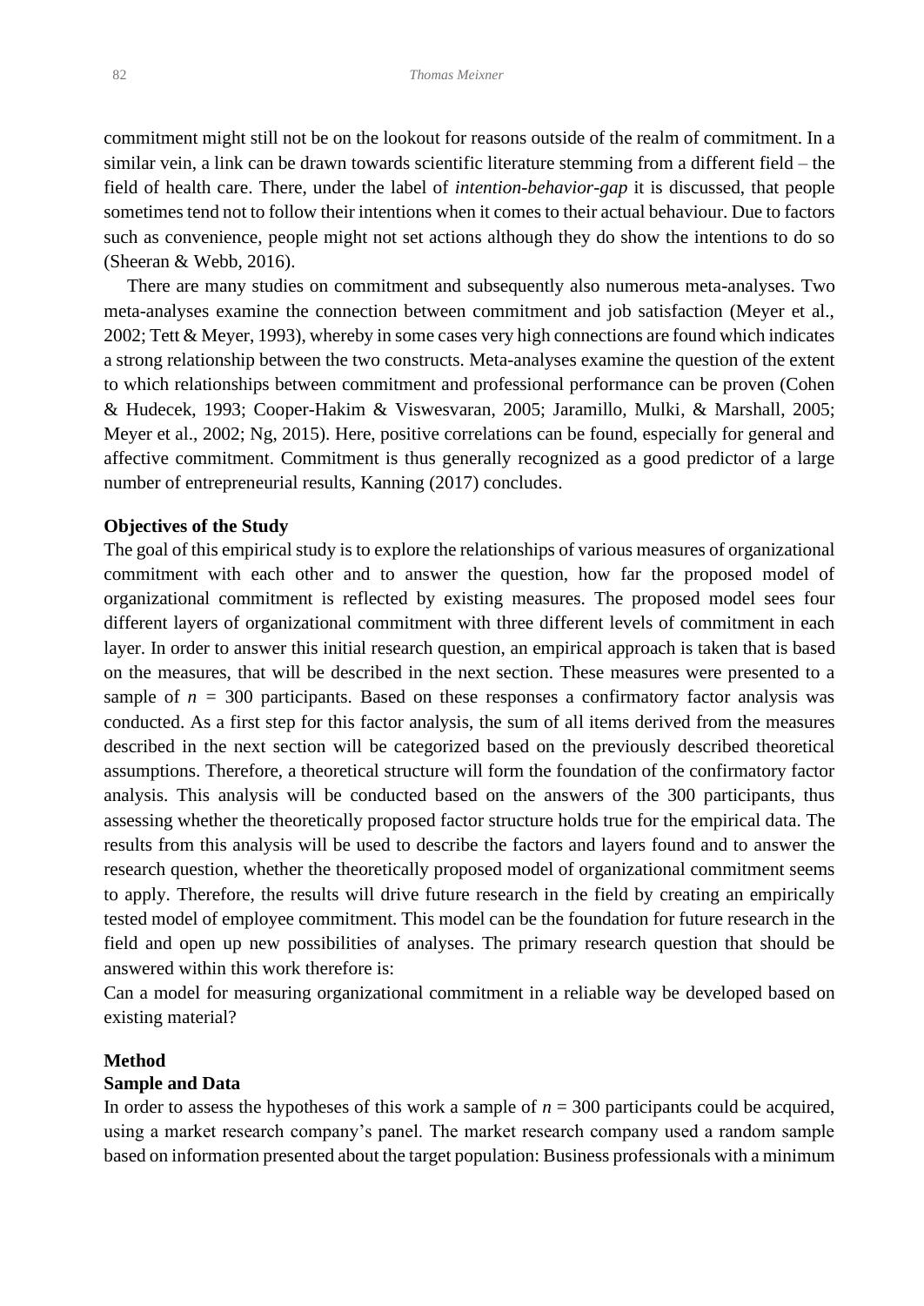commitment might still not be on the lookout for reasons outside of the realm of commitment. In a similar vein, a link can be drawn towards scientific literature stemming from a different field – the field of health care. There, under the label of *intention-behavior-gap* it is discussed, that people sometimes tend not to follow their intentions when it comes to their actual behaviour. Due to factors such as convenience, people might not set actions although they do show the intentions to do so (Sheeran & Webb, 2016).

There are many studies on commitment and subsequently also numerous meta-analyses. Two meta-analyses examine the connection between commitment and job satisfaction (Meyer et al., 2002; Tett & Meyer, 1993), whereby in some cases very high connections are found which indicates a strong relationship between the two constructs. Meta-analyses examine the question of the extent to which relationships between commitment and professional performance can be proven (Cohen & Hudecek, 1993; Cooper-Hakim & Viswesvaran, 2005; Jaramillo, Mulki, & Marshall, 2005; Meyer et al., 2002; Ng, 2015). Here, positive correlations can be found, especially for general and affective commitment. Commitment is thus generally recognized as a good predictor of a large number of entrepreneurial results, Kanning (2017) concludes.

### Objectives of the Study

The goal of this empirical study is to explore the relationships of various measures of organizational commitment with each other and to answer the question, how far the proposed model of organizational commitment is reflected by existing measures. The proposed model sees four different layers of organizational commitment with three different levels of commitment in each layer. In order to answer this initial research question, an empirical approach is taken that is based on the measures, that will be described in the next section. These measures were presented to a sample of $n$ = 300 participants. Based on these responses a confirmatory factor analysis was conducted. As a first step for this factor analysis, the sum of all items derived from the measures described in the next section will be categorized based on the previously described theoretical assumptions. Therefore, a theoretical structure will form the foundation of the confirmatory factor analysis. This analysis will be conducted based on the answers of the 300 participants, thus assessing whether the theoretically proposed factor structure holds true for the empirical data. The results from this analysis will be used to describe the factors and layers found and to answer the research question, whether the theoretically proposed model of organizational commitment seems to apply. Therefore, the results will drive future research in the field by creating an empirically tested model of employee commitment. This model can be the foundation for future research in the field and open up new possibilities of analyses. The primary research question that should be answered within this work therefore is:

Can a model for measuring organizational commitment in a reliable way be developed based on existing material?

## Method

### Sample and Data

In order to assess the hypotheses of this work a sample of $n$ = 300 participants could be acquired, using a market research company's panel. The market research company used a random sample based on information presented about the target population: Business professionals with a minimum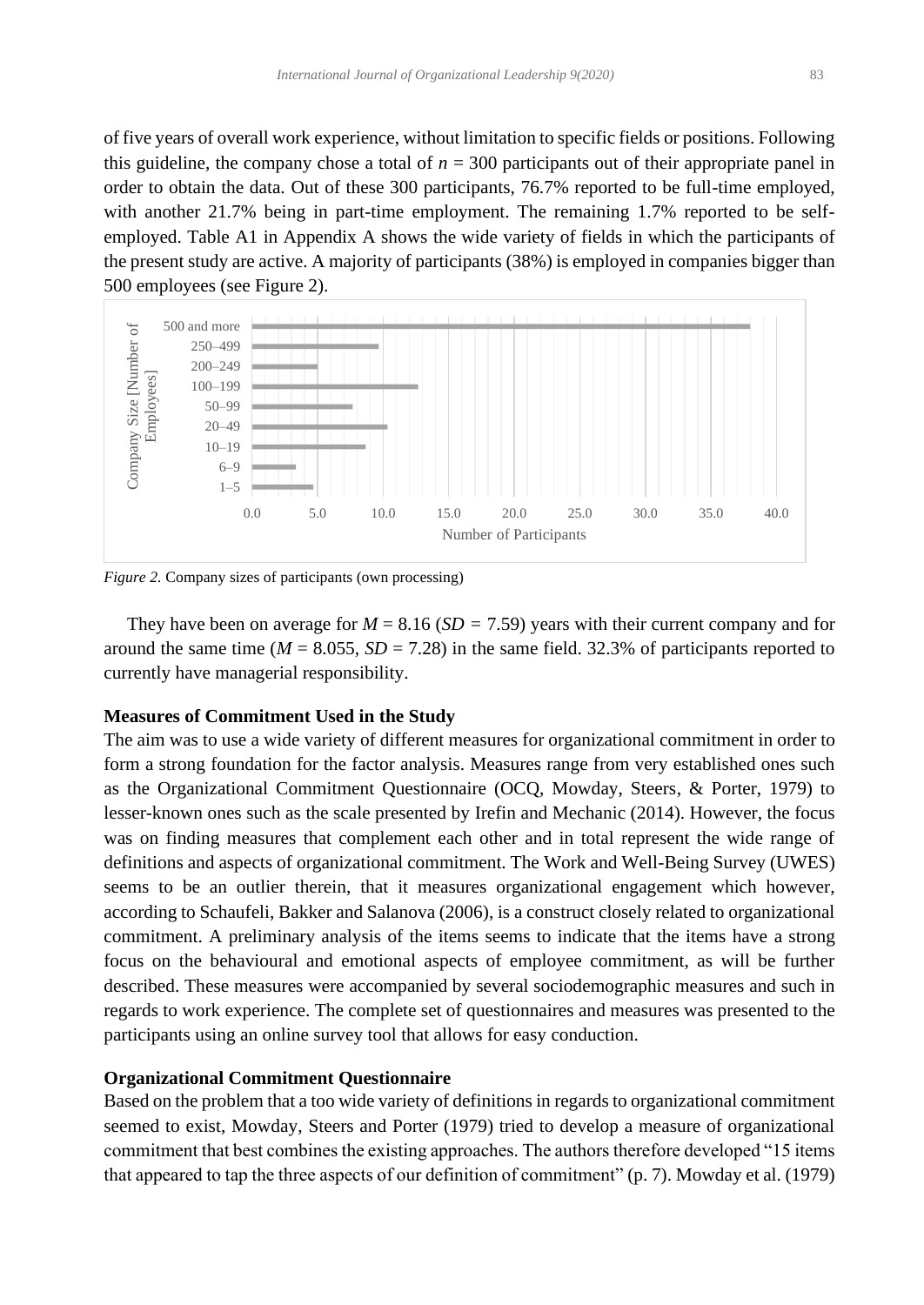of five years of overall work experience, without limitation to specific fields or positions. Following this guideline, the company chose a total of $n = 300$ participants out of their appropriate panel in order to obtain the data. Out of these 300 participants, 76.7% reported to be full-time employed, with another 21.7% being in part-time employment. The remaining 1.7% reported to be self-employed. Table A1 in Appendix A shows the wide variety of fields in which the participants of the present study are active. A majority of participants (38%) is employed in companies bigger than 500 employees (see Figure 2).

*Figure 2.* Company sizes of participants (own processing)

They have been on average for $M = 8.16$ ($SD = 7.59$) years with their current company and for around the same time ($M = 8.055$, $SD = 7.28$) in the same field. 32.3% of participants reported to currently have managerial responsibility.

**Measures of Commitment Used in the Study**

The aim was to use a wide variety of different measures for organizational commitment in order to form a strong foundation for the factor analysis. Measures range from very established ones such as the Organizational Commitment Questionnaire (OCQ, Mowday, Steers, & Porter, 1979) to lesser-known ones such as the scale presented by Irefin and Mechanic (2014). However, the focus was on finding measures that complement each other and in total represent the wide range of definitions and aspects of organizational commitment. The Work and Well-Being Survey (UWES) seems to be an outlier therein, that it measures organizational engagement which however, according to Schaufeli, Bakker and Salanova (2006), is a construct closely related to organizational commitment. A preliminary analysis of the items seems to indicate that the items have a strong focus on the behavioural and emotional aspects of employee commitment, as will be further described. These measures were accompanied by several sociodemographic measures and such in regards to work experience. The complete set of questionnaires and measures was presented to the participants using an online survey tool that allows for easy conduction.

**Organizational Commitment Questionnaire**

Based on the problem that a too wide variety of definitions in regards to organizational commitment seemed to exist, Mowday, Steers and Porter (1979) tried to develop a measure of organizational commitment that best combines the existing approaches. The authors therefore developed "15 items that appeared to tap the three aspects of our definition of commitment" (p. 7). Mowday et al. (1979)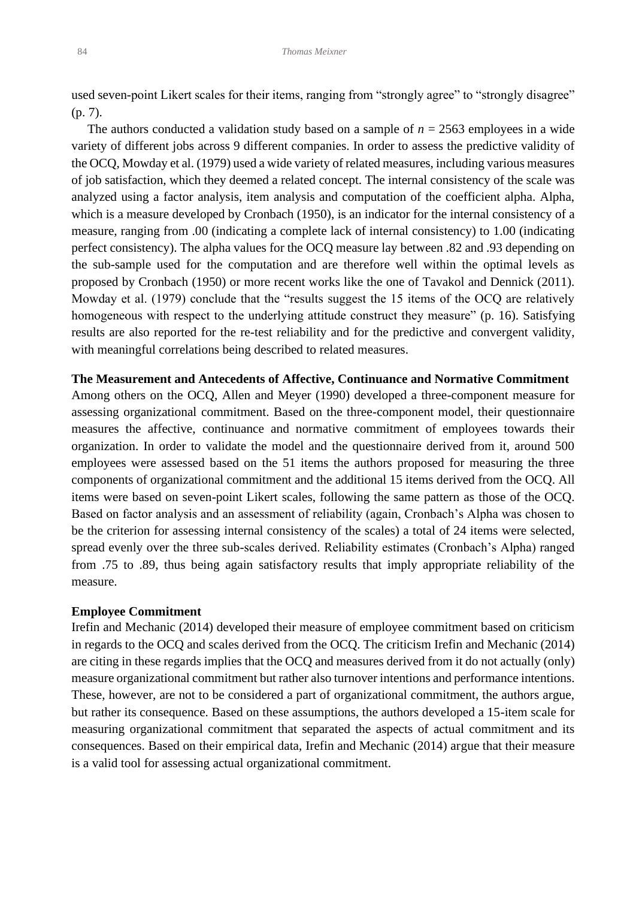used seven-point Likert scales for their items, ranging from "strongly agree" to "strongly disagree" (p. 7).

The authors conducted a validation study based on a sample of $n$ = 2563 employees in a wide variety of different jobs across 9 different companies. In order to assess the predictive validity of the OCQ, Mowday et al. (1979) used a wide variety of related measures, including various measures of job satisfaction, which they deemed a related concept. The internal consistency of the scale was analyzed using a factor analysis, item analysis and computation of the coefficient alpha. Alpha, which is a measure developed by Cronbach (1950), is an indicator for the internal consistency of a measure, ranging from .00 (indicating a complete lack of internal consistency) to 1.00 (indicating perfect consistency). The alpha values for the OCQ measure lay between .82 and .93 depending on the sub-sample used for the computation and are therefore well within the optimal levels as proposed by Cronbach (1950) or more recent works like the one of Tavakol and Dennick (2011). Mowday et al. (1979) conclude that the "results suggest the 15 items of the OCQ are relatively homogeneous with respect to the underlying attitude construct they measure" (p. 16). Satisfying results are also reported for the re-test reliability and for the predictive and convergent validity, with meaningful correlations being described to related measures.

**The Measurement and Antecedents of Affective, Continuance and Normative Commitment**

Among others on the OCQ, Allen and Meyer (1990) developed a three-component measure for assessing organizational commitment. Based on the three-component model, their questionnaire measures the affective, continuance and normative commitment of employees towards their organization. In order to validate the model and the questionnaire derived from it, around 500 employees were assessed based on the 51 items the authors proposed for measuring the three components of organizational commitment and the additional 15 items derived from the OCQ. All items were based on seven-point Likert scales, following the same pattern as those of the OCQ. Based on factor analysis and an assessment of reliability (again, Cronbach's Alpha was chosen to be the criterion for assessing internal consistency of the scales) a total of 24 items were selected, spread evenly over the three sub-scales derived. Reliability estimates (Cronbach's Alpha) ranged from .75 to .89, thus being again satisfactory results that imply appropriate reliability of the measure.

**Employee Commitment**

Irefin and Mechanic (2014) developed their measure of employee commitment based on criticism in regards to the OCQ and scales derived from the OCQ. The criticism Irefin and Mechanic (2014) are citing in these regards implies that the OCQ and measures derived from it do not actually (only) measure organizational commitment but rather also turnover intentions and performance intentions. These, however, are not to be considered a part of organizational commitment, the authors argue, but rather its consequence. Based on these assumptions, the authors developed a 15-item scale for measuring organizational commitment that separated the aspects of actual commitment and its consequences. Based on their empirical data, Irefin and Mechanic (2014) argue that their measure is a valid tool for assessing actual organizational commitment.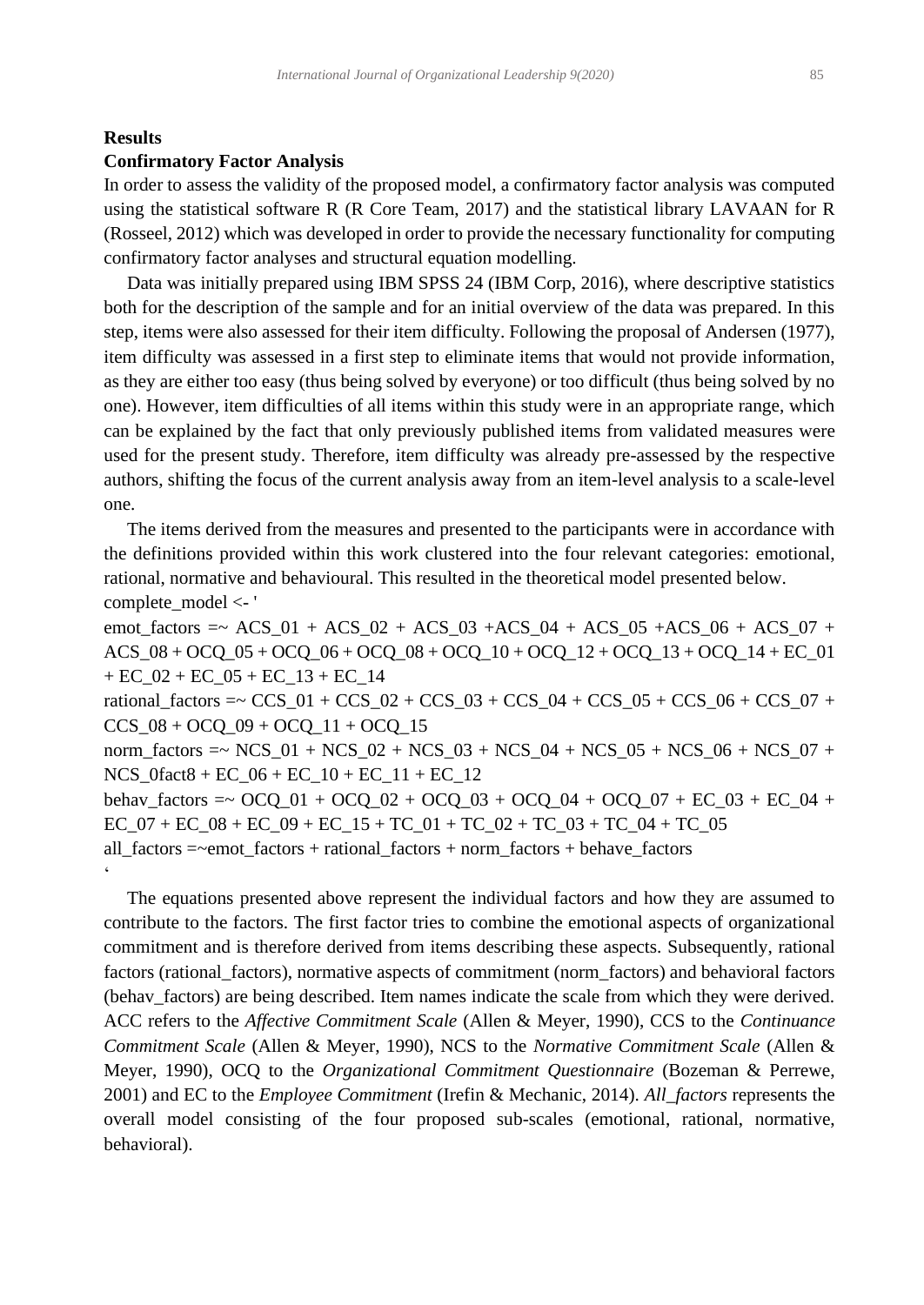**Results**

**Confirmatory Factor Analysis**

In order to assess the validity of the proposed model, a confirmatory factor analysis was computed using the statistical software R (R Core Team, 2017) and the statistical library LAVAAN for R (Rosseel, 2012) which was developed in order to provide the necessary functionality for computing confirmatory factor analyses and structural equation modelling.

Data was initially prepared using IBM SPSS 24 (IBM Corp, 2016), where descriptive statistics both for the description of the sample and for an initial overview of the data was prepared. In this step, items were also assessed for their item difficulty. Following the proposal of Andersen (1977), item difficulty was assessed in a first step to eliminate items that would not provide information, as they are either too easy (thus being solved by everyone) or too difficult (thus being solved by no one). However, item difficulties of all items within this study were in an appropriate range, which can be explained by the fact that only previously published items from validated measures were used for the present study. Therefore, item difficulty was already pre-assessed by the respective authors, shifting the focus of the current analysis away from an item-level analysis to a scale-level one.

The items derived from the measures and presented to the participants were in accordance with the definitions provided within this work clustered into the four relevant categories: emotional, rational, normative and behavioural. This resulted in the theoretical model presented below.

```
complete_model <- '
emot_factors =~ ACS_01 + ACS_02 + ACS_03 +ACS_04 + ACS_05 +ACS_06 + ACS_07 + ACS_08 + OCQ_05 + OCQ_06 + OCQ_08 + OCQ_10 + OCQ_12 + OCQ_13 + OCQ_14 + EC_01 + EC_02 + EC_05 + EC_13 + EC_14
rational_factors =~ CCS_01 + CCS_02 + CCS_03 + CCS_04 + CCS_05 + CCS_06 + CCS_07 + CCS_08 + OCQ_09 + OCQ_11 + OCQ_15
norm_factors =~ NCS_01 + NCS_02 + NCS_03 + NCS_04 + NCS_05 + NCS_06 + NCS_07 + NCS_0fact8 + EC_06 + EC_10 + EC_11 + EC_12
behav_factors =~ OCQ_01 + OCQ_02 + OCQ_03 + OCQ_04 + OCQ_07 + EC_03 + EC_04 + EC_07 + EC_08 + EC_09 + EC_15 + TC_01 + TC_02 + TC_03 + TC_04 + TC_05
all_factors =~emot_factors + rational_factors + norm_factors + behave_factors
'
```

The equations presented above represent the individual factors and how they are assumed to contribute to the factors. The first factor tries to combine the emotional aspects of organizational commitment and is therefore derived from items describing these aspects. Subsequently, rational factors (rational_factors), normative aspects of commitment (norm_factors) and behavioral factors (behav_factors) are being described. Item names indicate the scale from which they were derived. ACC refers to the *Affective Commitment Scale* (Allen & Meyer, 1990), CCS to the *Continuance Commitment Scale* (Allen & Meyer, 1990), NCS to the *Normative Commitment Scale* (Allen & Meyer, 1990), OCQ to the *Organizational Commitment Questionnaire* (Bozeman & Perrewe, 2001) and EC to the *Employee Commitment* (Irefin & Mechanic, 2014). *All_factors* represents the overall model consisting of the four proposed sub-scales (emotional, rational, normative, behavioral).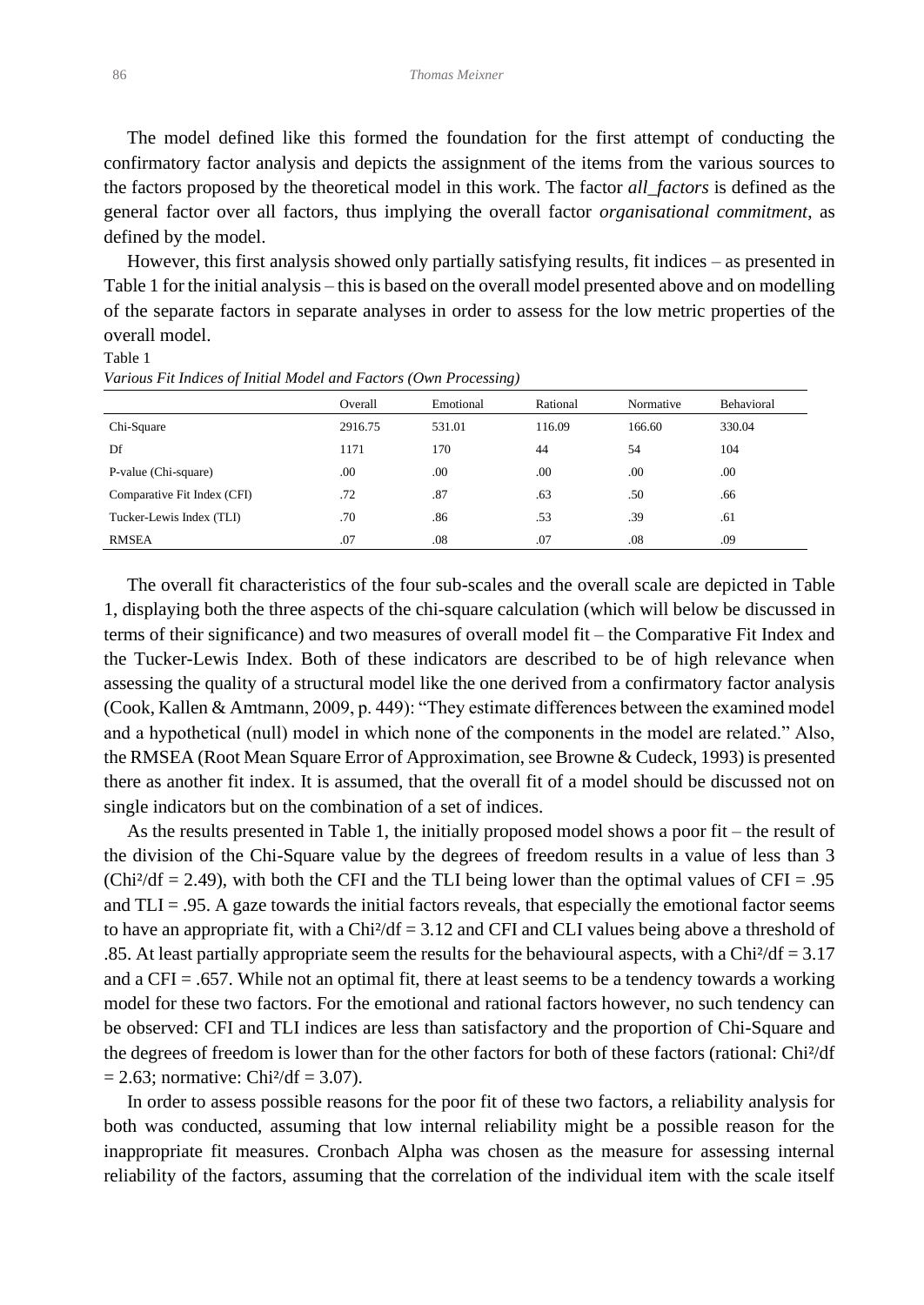The model defined like this formed the foundation for the first attempt of conducting the confirmatory factor analysis and depicts the assignment of the items from the various sources to the factors proposed by the theoretical model in this work. The factor *all_factors* is defined as the general factor over all factors, thus implying the overall factor *organisational commitment*, as defined by the model.

However, this first analysis showed only partially satisfying results, fit indices – as presented in Table 1 for the initial analysis – this is based on the overall model presented above and on modelling of the separate factors in separate analyses in order to assess for the low metric properties of the overall model.

Table 1

*Various Fit Indices of Initial Model and Factors (Own Processing)*

| | Overall | Emotional | Rational | Normative | Behavioral |
|---|---|---|---|---|---|
| Chi-Square | 2916.75 | 531.01 | 116.09 | 166.60 | 330.04 |
| Df | 1171 | 170 | 44 | 54 | 104 |
| P-value (Chi-square) | .00 | .00 | .00 | .00 | .00 |
| Comparative Fit Index (CFI) | .72 | .87 | .63 | .50 | .66 |
| Tucker-Lewis Index (TLI) | .70 | .86 | .53 | .39 | .61 |
| RMSEA | .07 | .08 | .07 | .08 | .09 |

The overall fit characteristics of the four sub-scales and the overall scale are depicted in Table 1, displaying both the three aspects of the chi-square calculation (which will below be discussed in terms of their significance) and two measures of overall model fit – the Comparative Fit Index and the Tucker-Lewis Index. Both of these indicators are described to be of high relevance when assessing the quality of a structural model like the one derived from a confirmatory factor analysis (Cook, Kallen & Amtmann, 2009, p. 449): "They estimate differences between the examined model and a hypothetical (null) model in which none of the components in the model are related." Also, the RMSEA (Root Mean Square Error of Approximation, see Browne & Cudeck, 1993) is presented there as another fit index. It is assumed, that the overall fit of a model should be discussed not on single indicators but on the combination of a set of indices.

As the results presented in Table 1, the initially proposed model shows a poor fit – the result of the division of the Chi-Square value by the degrees of freedom results in a value of less than 3 ($Chi^2/df = 2.49$), with both the CFI and the TLI being lower than the optimal values of CFI = .95 and TLI = .95. A gaze towards the initial factors reveals, that especially the emotional factor seems to have an appropriate fit, with a $Chi^2/df = 3.12$ and CFI and CLI values being above a threshold of .85. At least partially appropriate seem the results for the behavioural aspects, with a $Chi^2/df = 3.17$ and a CFI = .657. While not an optimal fit, there at least seems to be a tendency towards a working model for these two factors. For the emotional and rational factors however, no such tendency can be observed: CFI and TLI indices are less than satisfactory and the proportion of Chi-Square and the degrees of freedom is lower than for the other factors for both of these factors (rational: $Chi^2/df = 2.63$; normative: $Chi^2/df = 3.07$).

In order to assess possible reasons for the poor fit of these two factors, a reliability analysis for both was conducted, assuming that low internal reliability might be a possible reason for the inappropriate fit measures. Cronbach Alpha was chosen as the measure for assessing internal reliability of the factors, assuming that the correlation of the individual item with the scale itself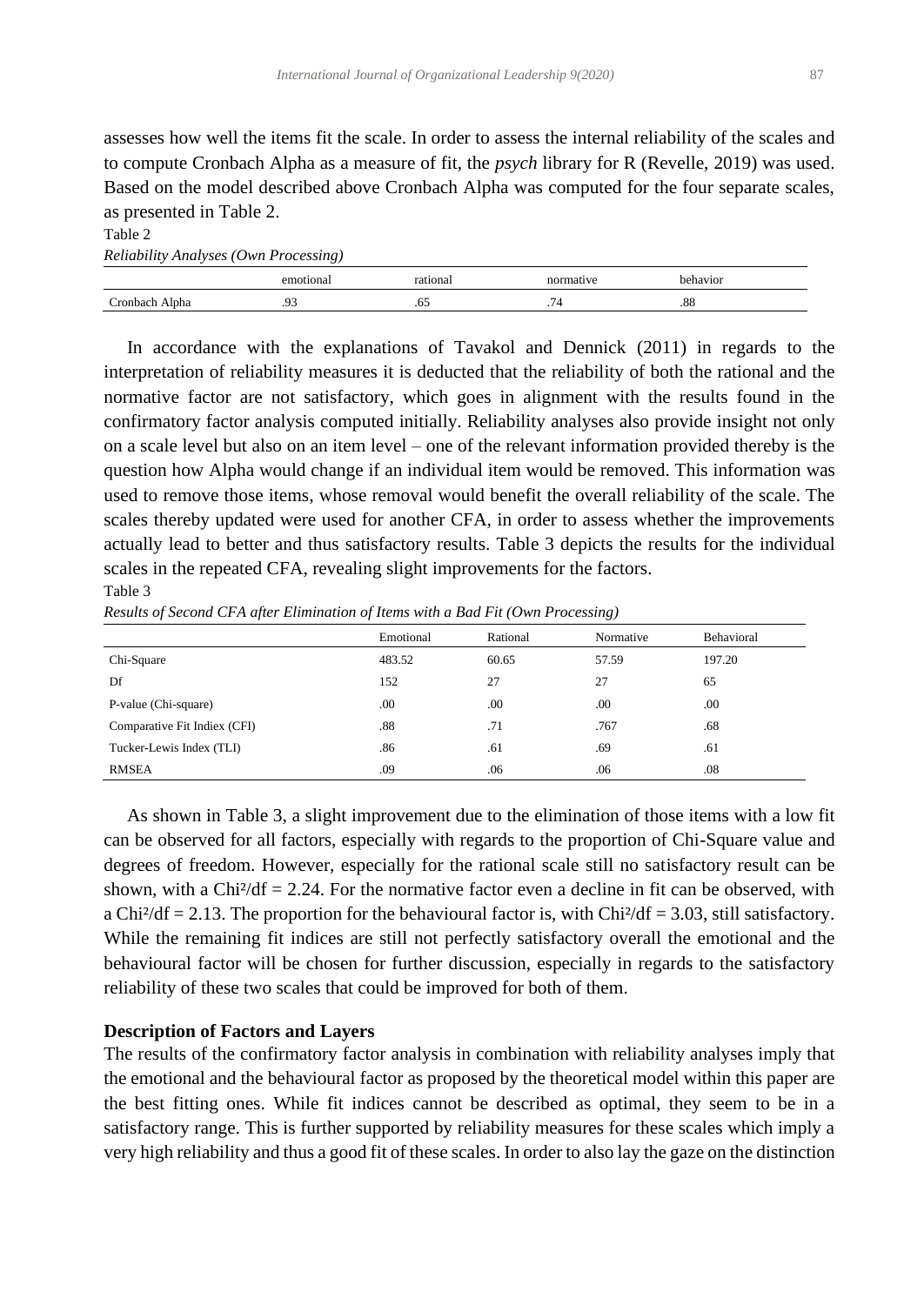assesses how well the items fit the scale. In order to assess the internal reliability of the scales and to compute Cronbach Alpha as a measure of fit, the *psych* library for R (Revelle, 2019) was used. Based on the model described above Cronbach Alpha was computed for the four separate scales, as presented in Table 2.

Table 2

*Reliability Analyses (Own Processing)*

| | emotional | rational | normative | behavior |
|---|---|---|---|---|
| Cronbach Alpha | .93 | .65 | .74 | .88 |

In accordance with the explanations of Tavakol and Dennick (2011) in regards to the interpretation of reliability measures it is deducted that the reliability of both the rational and the normative factor are not satisfactory, which goes in alignment with the results found in the confirmatory factor analysis computed initially. Reliability analyses also provide insight not only on a scale level but also on an item level – one of the relevant information provided thereby is the question how Alpha would change if an individual item would be removed. This information was used to remove those items, whose removal would benefit the overall reliability of the scale. The scales thereby updated were used for another CFA, in order to assess whether the improvements actually lead to better and thus satisfactory results. Table 3 depicts the results for the individual scales in the repeated CFA, revealing slight improvements for the factors.

Table 3

*Results of Second CFA after Elimination of Items with a Bad Fit (Own Processing)*

| | Emotional | Rational | Normative | Behavioral |
|---|---|---|---|---|
| Chi-Square | 483.52 | 60.65 | 57.59 | 197.20 |
| Df | 152 | 27 | 27 | 65 |
| P-value (Chi-square) | .00 | .00 | .00 | .00 |
| Comparative Fit Indiex (CFI) | .88 | .71 | .767 | .68 |
| Tucker-Lewis Index (TLI) | .86 | .61 | .69 | .61 |
| RMSEA | .09 | .06 | .06 | .08 |

As shown in Table 3, a slight improvement due to the elimination of those items with a low fit can be observed for all factors, especially with regards to the proportion of Chi-Square value and degrees of freedom. However, especially for the rational scale still no satisfactory result can be shown, with a $Chi^2/df = 2.24$. For the normative factor even a decline in fit can be observed, with a $Chi^2/df = 2.13$. The proportion for the behavioural factor is, with $Chi^2/df = 3.03$, still satisfactory. While the remaining fit indices are still not perfectly satisfactory overall the emotional and the behavioural factor will be chosen for further discussion, especially in regards to the satisfactory reliability of these two scales that could be improved for both of them.

**Description of Factors and Layers**

The results of the confirmatory factor analysis in combination with reliability analyses imply that the emotional and the behavioural factor as proposed by the theoretical model within this paper are the best fitting ones. While fit indices cannot be described as optimal, they seem to be in a satisfactory range. This is further supported by reliability measures for these scales which imply a very high reliability and thus a good fit of these scales. In order to also lay the gaze on the distinction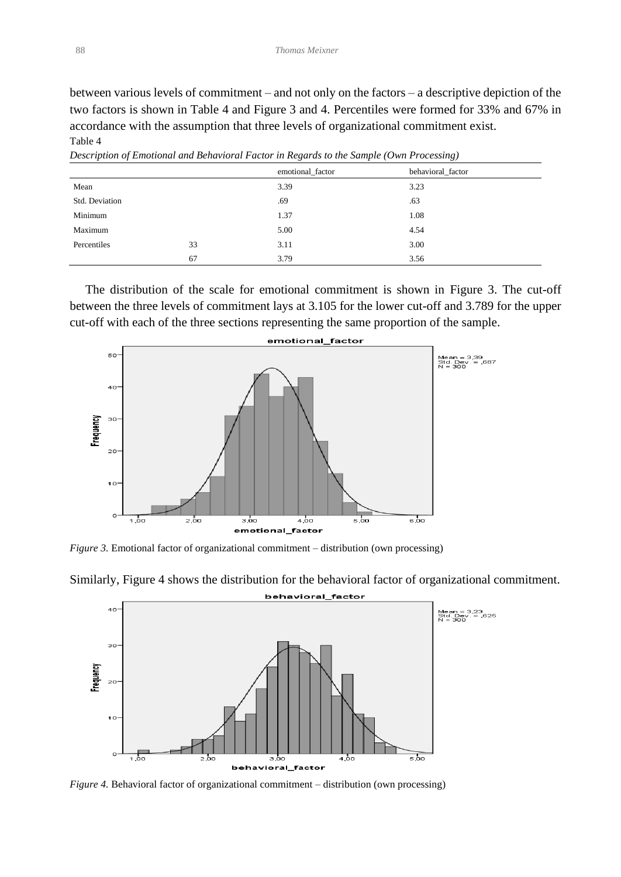between various levels of commitment – and not only on the factors – a descriptive depiction of the two factors is shown in Table 4 and Figure 3 and 4. Percentiles were formed for 33% and 67% in accordance with the assumption that three levels of organizational commitment exist.

Table 4

*Description of Emotional and Behavioral Factor in Regards to the Sample (Own Processing)*

| | | emotional_factor | behavioral_factor |
|---|---|---|---|
| Mean | | 3.39 | 3.23 |
| Std. Deviation | | .69 | .63 |
| Minimum | | 1.37 | 1.08 |
| Maximum | | 5.00 | 4.54 |
| Percentiles | 33 | 3.11 | 3.00 |
| | 67 | 3.79 | 3.56 |

The distribution of the scale for emotional commitment is shown in Figure 3. The cut-off between the three levels of commitment lays at 3.105 for the lower cut-off and 3.789 for the upper cut-off with each of the three sections representing the same proportion of the sample.

*Figure 3.* Emotional factor of organizational commitment – distribution (own processing)

Similarly, Figure 4 shows the distribution for the behavioral factor of organizational commitment.

*Figure 4.* Behavioral factor of organizational commitment – distribution (own processing)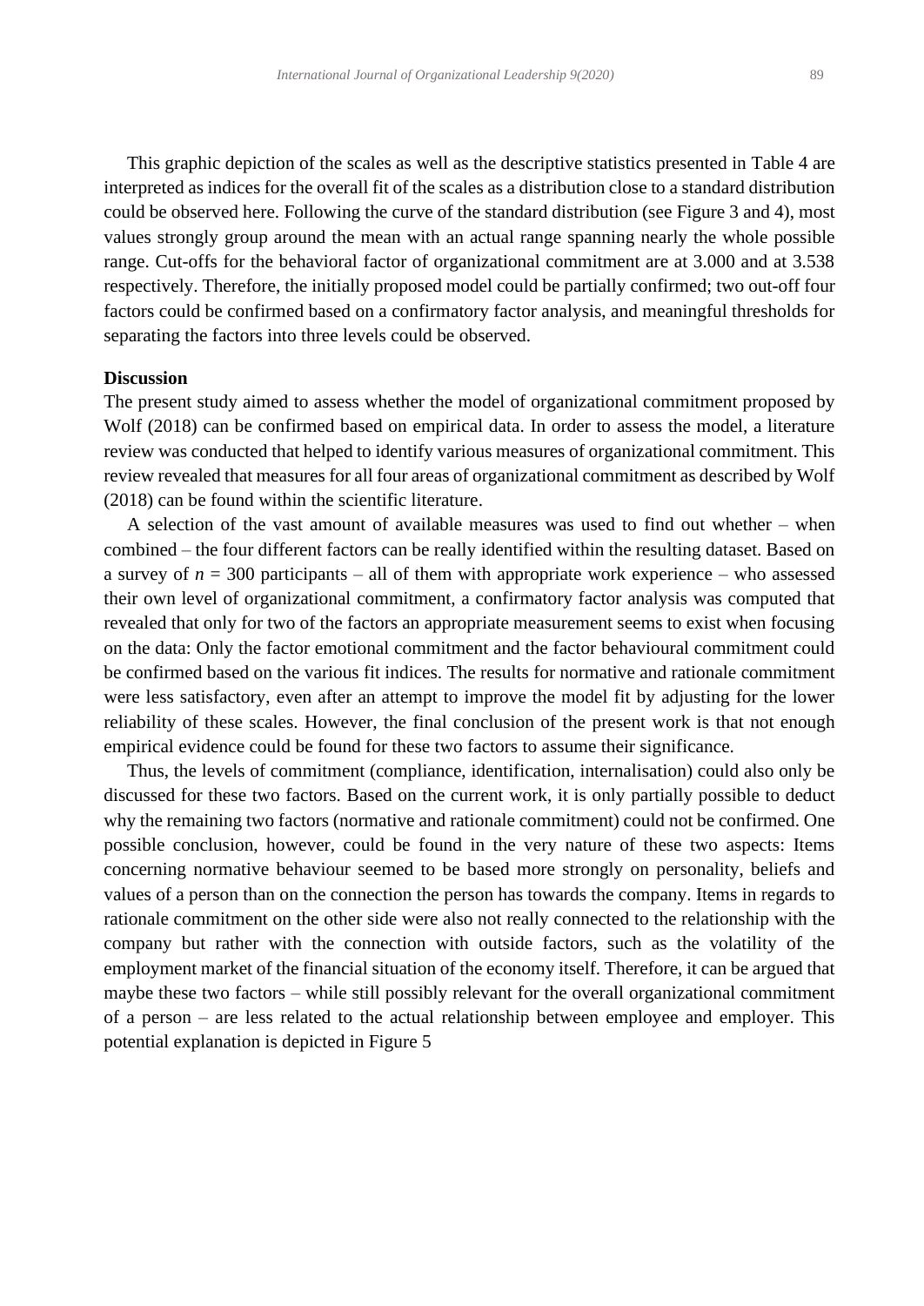This graphic depiction of the scales as well as the descriptive statistics presented in Table 4 are interpreted as indices for the overall fit of the scales as a distribution close to a standard distribution could be observed here. Following the curve of the standard distribution (see Figure 3 and 4), most values strongly group around the mean with an actual range spanning nearly the whole possible range. Cut-offs for the behavioral factor of organizational commitment are at 3.000 and at 3.538 respectively. Therefore, the initially proposed model could be partially confirmed; two out-off four factors could be confirmed based on a confirmatory factor analysis, and meaningful thresholds for separating the factors into three levels could be observed.

**Discussion**

The present study aimed to assess whether the model of organizational commitment proposed by Wolf (2018) can be confirmed based on empirical data. In order to assess the model, a literature review was conducted that helped to identify various measures of organizational commitment. This review revealed that measures for all four areas of organizational commitment as described by Wolf (2018) can be found within the scientific literature.

A selection of the vast amount of available measures was used to find out whether – when combined – the four different factors can be really identified within the resulting dataset. Based on a survey of $n$ = 300 participants – all of them with appropriate work experience – who assessed their own level of organizational commitment, a confirmatory factor analysis was computed that revealed that only for two of the factors an appropriate measurement seems to exist when focusing on the data: Only the factor emotional commitment and the factor behavioural commitment could be confirmed based on the various fit indices. The results for normative and rationale commitment were less satisfactory, even after an attempt to improve the model fit by adjusting for the lower reliability of these scales. However, the final conclusion of the present work is that not enough empirical evidence could be found for these two factors to assume their significance.

Thus, the levels of commitment (compliance, identification, internalisation) could also only be discussed for these two factors. Based on the current work, it is only partially possible to deduct why the remaining two factors (normative and rationale commitment) could not be confirmed. One possible conclusion, however, could be found in the very nature of these two aspects: Items concerning normative behaviour seemed to be based more strongly on personality, beliefs and values of a person than on the connection the person has towards the company. Items in regards to rationale commitment on the other side were also not really connected to the relationship with the company but rather with the connection with outside factors, such as the volatility of the employment market of the financial situation of the economy itself. Therefore, it can be argued that maybe these two factors – while still possibly relevant for the overall organizational commitment of a person – are less related to the actual relationship between employee and employer. This potential explanation is depicted in Figure 5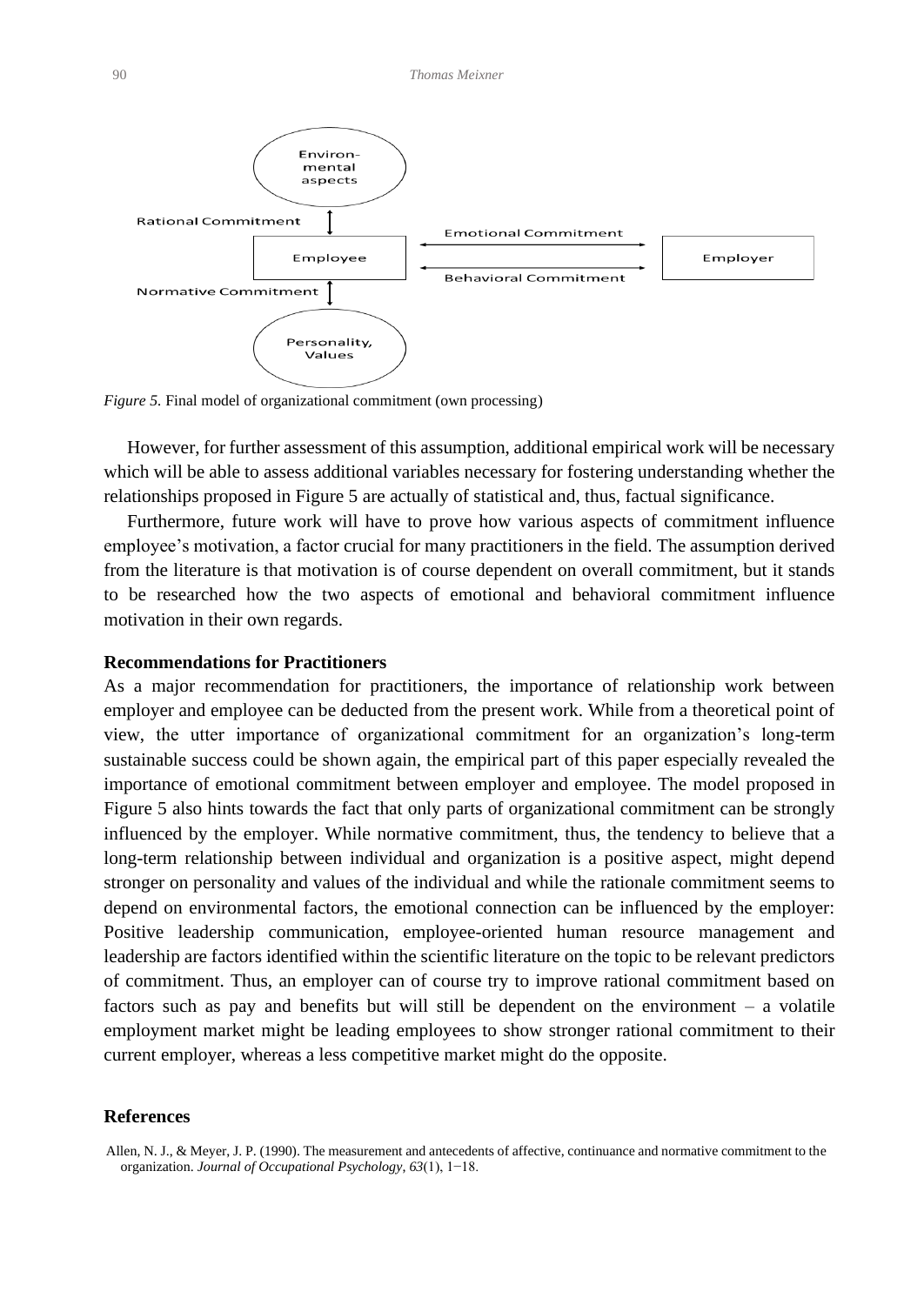*Figure 5.* Final model of organizational commitment (own processing)

However, for further assessment of this assumption, additional empirical work will be necessary which will be able to assess additional variables necessary for fostering understanding whether the relationships proposed in Figure 5 are actually of statistical and, thus, factual significance.

Furthermore, future work will have to prove how various aspects of commitment influence employee's motivation, a factor crucial for many practitioners in the field. The assumption derived from the literature is that motivation is of course dependent on overall commitment, but it stands to be researched how the two aspects of emotional and behavioral commitment influence motivation in their own regards.

## Recommendations for Practitioners

As a major recommendation for practitioners, the importance of relationship work between employer and employee can be deducted from the present work. While from a theoretical point of view, the utter importance of organizational commitment for an organization's long-term sustainable success could be shown again, the empirical part of this paper especially revealed the importance of emotional commitment between employer and employee. The model proposed in Figure 5 also hints towards the fact that only parts of organizational commitment can be strongly influenced by the employer. While normative commitment, thus, the tendency to believe that a long-term relationship between individual and organization is a positive aspect, might depend stronger on personality and values of the individual and while the rationale commitment seems to depend on environmental factors, the emotional connection can be influenced by the employer: Positive leadership communication, employee-oriented human resource management and leadership are factors identified within the scientific literature on the topic to be relevant predictors of commitment. Thus, an employer can of course try to improve rational commitment based on factors such as pay and benefits but will still be dependent on the environment – a volatile employment market might be leading employees to show stronger rational commitment to their current employer, whereas a less competitive market might do the opposite.

## References

Allen, N. J., & Meyer, J. P. (1990). The measurement and antecedents of affective, continuance and normative commitment to the organization. *Journal of Occupational Psychology, 63*(1), 1−18.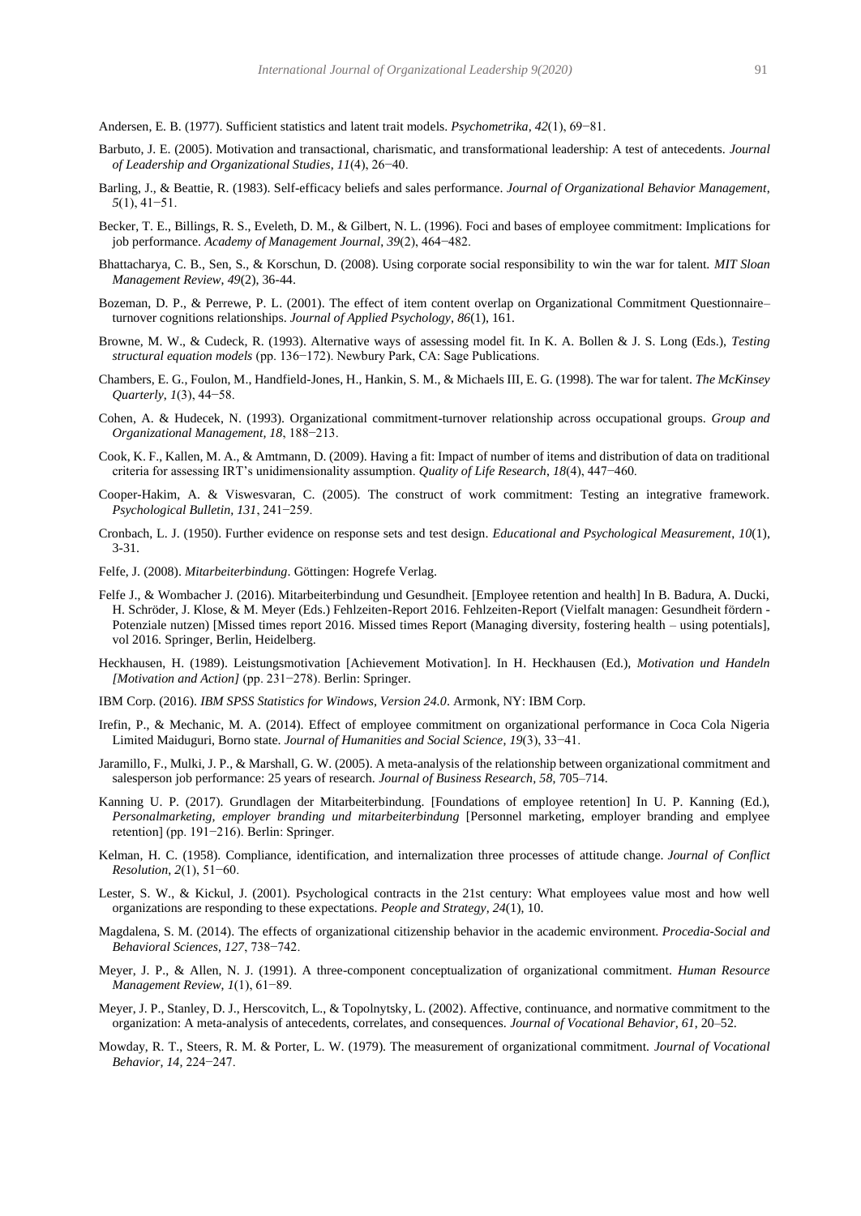Andersen, E. B. (1977). Sufficient statistics and latent trait models. *Psychometrika*, *42*(1), 69−81.

Barbuto, J. E. (2005). Motivation and transactional, charismatic, and transformational leadership: A test of antecedents. *Journal of Leadership and Organizational Studies*, *11*(4), 26−40.

Barling, J., & Beattie, R. (1983). Self-efficacy beliefs and sales performance. *Journal of Organizational Behavior Management*, *5*(1), 41−51.

Becker, T. E., Billings, R. S., Eveleth, D. M., & Gilbert, N. L. (1996). Foci and bases of employee commitment: Implications for job performance. *Academy of Management Journal*, *39*(2), 464−482.

Bhattacharya, C. B., Sen, S., & Korschun, D. (2008). Using corporate social responsibility to win the war for talent. *MIT Sloan Management Review*, *49*(2), 36-44.

Bozeman, D. P., & Perrewe, P. L. (2001). The effect of item content overlap on Organizational Commitment Questionnaire–turnover cognitions relationships. *Journal of Applied Psychology*, *86*(1), 161.

Browne, M. W., & Cudeck, R. (1993). Alternative ways of assessing model fit. In K. A. Bollen & J. S. Long (Eds.), *Testing structural equation models* (pp. 136−172). Newbury Park, CA: Sage Publications.

Chambers, E. G., Foulon, M., Handfield-Jones, H., Hankin, S. M., & Michaels III, E. G. (1998). The war for talent. *The McKinsey Quarterly*, *1*(3), 44−58.

Cohen, A. & Hudecek, N. (1993). Organizational commitment-turnover relationship across occupational groups. *Group and Organizational Management, 18*, 188−213.

Cook, K. F., Kallen, M. A., & Amtmann, D. (2009). Having a fit: Impact of number of items and distribution of data on traditional criteria for assessing IRT's unidimensionality assumption. *Quality of Life Research*, *18*(4), 447−460.

Cooper-Hakim, A. & Viswesvaran, C. (2005). The construct of work commitment: Testing an integrative framework. *Psychological Bulletin, 131*, 241−259.

Cronbach, L. J. (1950). Further evidence on response sets and test design. *Educational and Psychological Measurement*, *10*(1), 3-31.

Felfe, J. (2008). *Mitarbeiterbindung*. Göttingen: Hogrefe Verlag.

Felfe J., & Wombacher J. (2016). Mitarbeiterbindung und Gesundheit. [Employee retention and health] In B. Badura, A. Ducki, H. Schröder, J. Klose, & M. Meyer (Eds.) Fehlzeiten-Report 2016. Fehlzeiten-Report (Vielfalt managen: Gesundheit fördern - Potenziale nutzen) [Missed times report 2016. Missed times Report (Managing diversity, fostering health – using potentials], vol 2016. Springer, Berlin, Heidelberg.

Heckhausen, H. (1989). Leistungsmotivation [Achievement Motivation]. In H. Heckhausen (Ed.), *Motivation und Handeln [Motivation and Action]* (pp. 231−278). Berlin: Springer.

IBM Corp. (2016). *IBM SPSS Statistics for Windows, Version 24.0*. Armonk, NY: IBM Corp.

Irefin, P., & Mechanic, M. A. (2014). Effect of employee commitment on organizational performance in Coca Cola Nigeria Limited Maiduguri, Borno state. *Journal of Humanities and Social Science*, *19*(3), 33−41.

Jaramillo, F., Mulki, J. P., & Marshall, G. W. (2005). A meta-analysis of the relationship between organizational commitment and salesperson job performance: 25 years of research. *Journal of Business Research, 58*, 705–714.

Kanning U. P. (2017). Grundlagen der Mitarbeiterbindung. [Foundations of employee retention] In U. P. Kanning (Ed.), *Personalmarketing, employer branding und mitarbeiterbindung* [Personnel marketing, employer branding and emplyee retention] (pp. 191−216). Berlin: Springer.

Kelman, H. C. (1958). Compliance, identification, and internalization three processes of attitude change. *Journal of Conflict Resolution*, *2*(1), 51−60.

Lester, S. W., & Kickul, J. (2001). Psychological contracts in the 21st century: What employees value most and how well organizations are responding to these expectations. *People and Strategy, 24*(1), 10.

Magdalena, S. M. (2014). The effects of organizational citizenship behavior in the academic environment. *Procedia-Social and Behavioral Sciences*, *127*, 738−742.

Meyer, J. P., & Allen, N. J. (1991). A three-component conceptualization of organizational commitment. *Human Resource Management Review*, *1*(1), 61−89.

Meyer, J. P., Stanley, D. J., Herscovitch, L., & Topolnytsky, L. (2002). Affective, continuance, and normative commitment to the organization: A meta-analysis of antecedents, correlates, and consequences. *Journal of Vocational Behavior, 61*, 20–52.

Mowday, R. T., Steers, R. M. & Porter, L. W. (1979). The measurement of organizational commitment. *Journal of Vocational Behavior*, *14*, 224−247.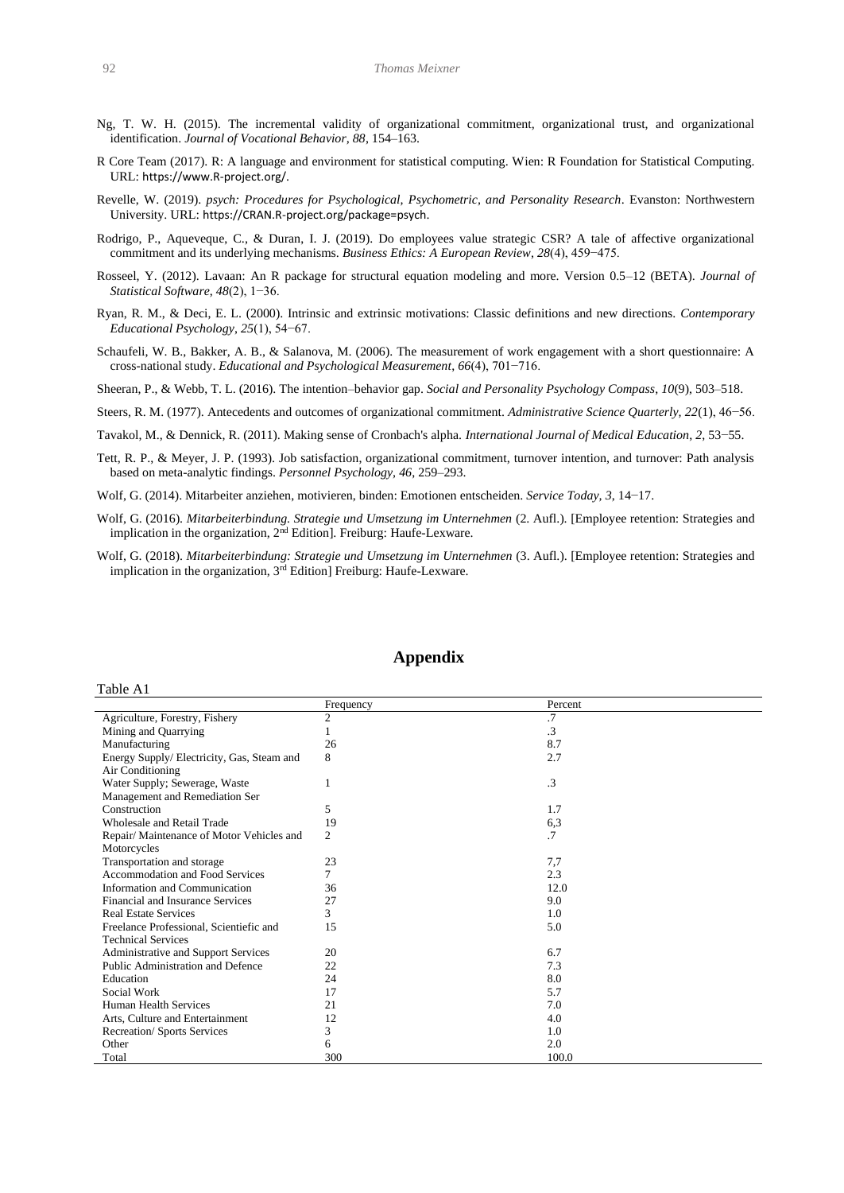Ng, T. W. H. (2015). The incremental validity of organizational commitment, organizational trust, and organizational identification. *Journal of Vocational Behavior*, *88*, 154–163.

R Core Team (2017). R: A language and environment for statistical computing. Wien: R Foundation for Statistical Computing. URL: https://www.R-project.org/.

Revelle, W. (2019). *psych: Procedures for Psychological, Psychometric, and Personality Research*. Evanston: Northwestern University. URL: https://CRAN.R-project.org/package=psych.

Rodrigo, P., Aqueveque, C., & Duran, I. J. (2019). Do employees value strategic CSR? A tale of affective organizational commitment and its underlying mechanisms. *Business Ethics: A European Review*, *28*(4), 459−475.

Rosseel, Y. (2012). Lavaan: An R package for structural equation modeling and more. Version 0.5–12 (BETA). *Journal of Statistical Software*, *48*(2), 1−36.

Ryan, R. M., & Deci, E. L. (2000). Intrinsic and extrinsic motivations: Classic definitions and new directions. *Contemporary Educational Psychology*, *25*(1), 54−67.

Schaufeli, W. B., Bakker, A. B., & Salanova, M. (2006). The measurement of work engagement with a short questionnaire: A cross-national study. *Educational and Psychological Measurement*, *66*(4), 701−716.

Sheeran, P., & Webb, T. L. (2016). The intention–behavior gap. *Social and Personality Psychology Compass*, *10*(9), 503–518.

Steers, R. M. (1977). Antecedents and outcomes of organizational commitment. *Administrative Science Quarterly, 22*(1), 46−56.

Tavakol, M., & Dennick, R. (2011). Making sense of Cronbach's alpha. *International Journal of Medical Education*, *2*, 53−55.

Tett, R. P., & Meyer, J. P. (1993). Job satisfaction, organizational commitment, turnover intention, and turnover: Path analysis based on meta-analytic findings. *Personnel Psychology, 46*, 259–293.

Wolf, G. (2014). Mitarbeiter anziehen, motivieren, binden: Emotionen entscheiden. *Service Today, 3*, 14−17.

Wolf, G. (2016). *Mitarbeiterbindung. Strategie und Umsetzung im Unternehmen* (2. Aufl.). [Employee retention: Strategies and implication in the organization, 2nd Edition]. Freiburg: Haufe-Lexware.

Wolf, G. (2018). *Mitarbeiterbindung: Strategie und Umsetzung im Unternehmen* (3. Aufl.). [Employee retention: Strategies and implication in the organization, 3rd Edition] Freiburg: Haufe-Lexware.

## Appendix

Table A1

| | Frequency | Percent |
|---|---|---|
| Agriculture, Forestry, Fishery | 2 | .7 |
| Mining and Quarrying | 1 | .3 |
| Manufacturing | 26 | 8.7 |
| Energy Supply/ Electricity, Gas, Steam and Air Conditioning | 8 | 2.7 |
| Water Supply; Sewerage, Waste Management and Remediation Ser | 1 | .3 |
| Construction | 5 | 1.7 |
| Wholesale and Retail Trade | 19 | 6,3 |
| Repair/ Maintenance of Motor Vehicles and Motorcycles | 2 | .7 |
| Transportation and storage | 23 | 7,7 |
| Accommodation and Food Services | 7 | 2.3 |
| Information and Communication | 36 | 12.0 |
| Financial and Insurance Services | 27 | 9.0 |
| Real Estate Services | 3 | 1.0 |
| Freelance Professional, Scientiefic and Technical Services | 15 | 5.0 |
| Administrative and Support Services | 20 | 6.7 |
| Public Administration and Defence | 22 | 7.3 |
| Education | 24 | 8.0 |
| Social Work | 17 | 5.7 |
| Human Health Services | 21 | 7.0 |
| Arts, Culture and Entertainment | 12 | 4.0 |
| Recreation/ Sports Services | 3 | 1.0 |
| Other | 6 | 2.0 |
| Total | 300 | 100.0 |